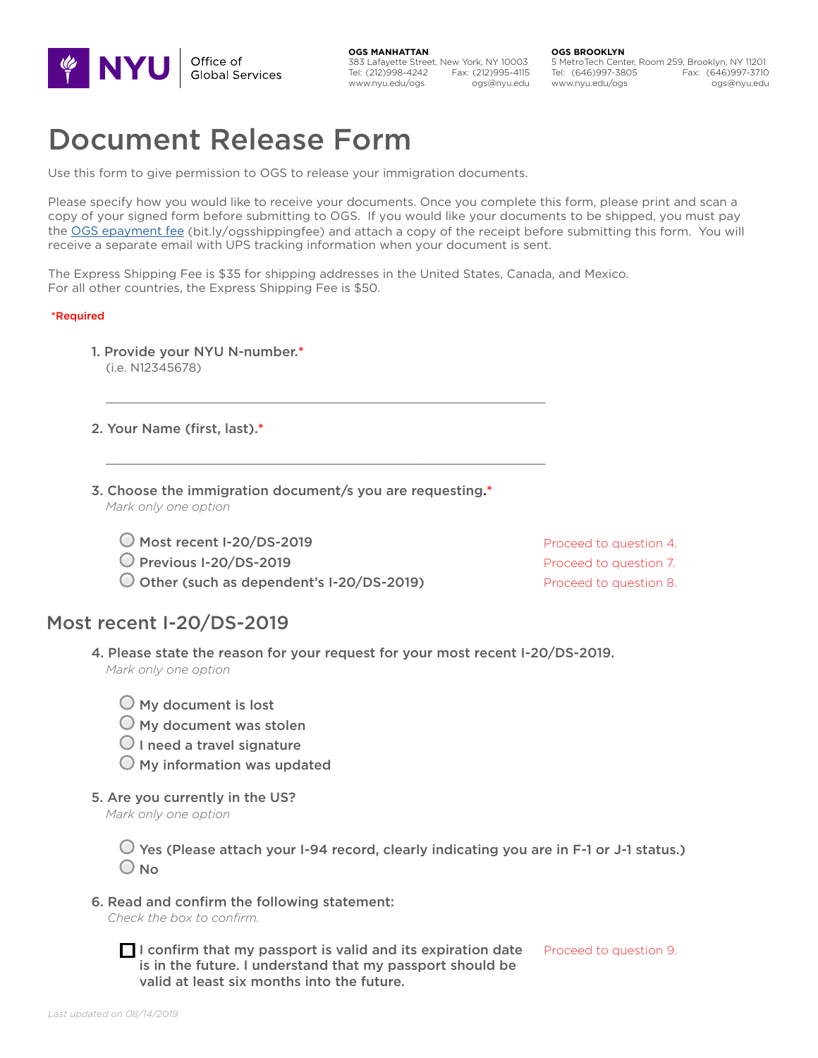NYU Office of Global Services

**OGS MANHATTAN**
383 Lafayette Street, New York, NY 10003
Tel: (212)998-4242 Fax: (212)995-4115
www.nyu.edu/ogs ogs@nyu.edu

**OGS BROOKLYN**
5 MetroTech Center, Room 259, Brooklyn, NY 11201
Tel: (646)997-3805 Fax: (646)997-3710
www.nyu.edu/ogs ogs@nyu.edu

# Document Release Form

Use this form to give permission to OGS to release your immigration documents.

Please specify how you would like to receive your documents. Once you complete this form, please print and scan a copy of your signed form before submitting to OGS. If you would like your documents to be shipped, you must pay the [OGS epayment fee](bit.ly/ogsshippingfee) (bit.ly/ogsshippingfee) and attach a copy of the receipt before submitting this form. You will receive a separate email with UPS tracking information when your document is sent.

The Express Shipping Fee is $35 for shipping addresses in the United States, Canada, and Mexico.
For all other countries, the Express Shipping Fee is $50.

*Required

**1. Provide your NYU N-number.***
(i.e. N12345678)

\_\_\_\_\_\_\_\_\_\_\_\_\_\_\_\_\_\_\_\_\_\_\_\_\_\_\_\_\_\_\_\_\_\_\_\_\_\_\_\_\_\_\_\_\_\_\_\_

**2. Your Name (first, last).***

\_\_\_\_\_\_\_\_\_\_\_\_\_\_\_\_\_\_\_\_\_\_\_\_\_\_\_\_\_\_\_\_\_\_\_\_\_\_\_\_\_\_\_\_\_\_\_\_

**3. Choose the immigration document/s you are requesting.***
*Mark only one option*

- ◯ Most recent I-20/DS-2019 — Proceed to question 4.
- ◯ Previous I-20/DS-2019 — Proceed to question 7.
- ◯ Other (such as dependent's I-20/DS-2019) — Proceed to question 8.

## Most recent I-20/DS-2019

**4. Please state the reason for your request for your most recent I-20/DS-2019.**
*Mark only one option*

- ◯ My document is lost
- ◯ My document was stolen
- ◯ I need a travel signature
- ◯ My information was updated

**5. Are you currently in the US?**
*Mark only one option*

- ◯ Yes (Please attach your I-94 record, clearly indicating you are in F-1 or J-1 status.)
- ◯ No

**6. Read and confirm the following statement:**
*Check the box to confirm.*

- ☐ I confirm that my passport is valid and its expiration date is in the future. I understand that my passport should be valid at least six months into the future. — Proceed to question 9.

*Last updated on 08/14/2019*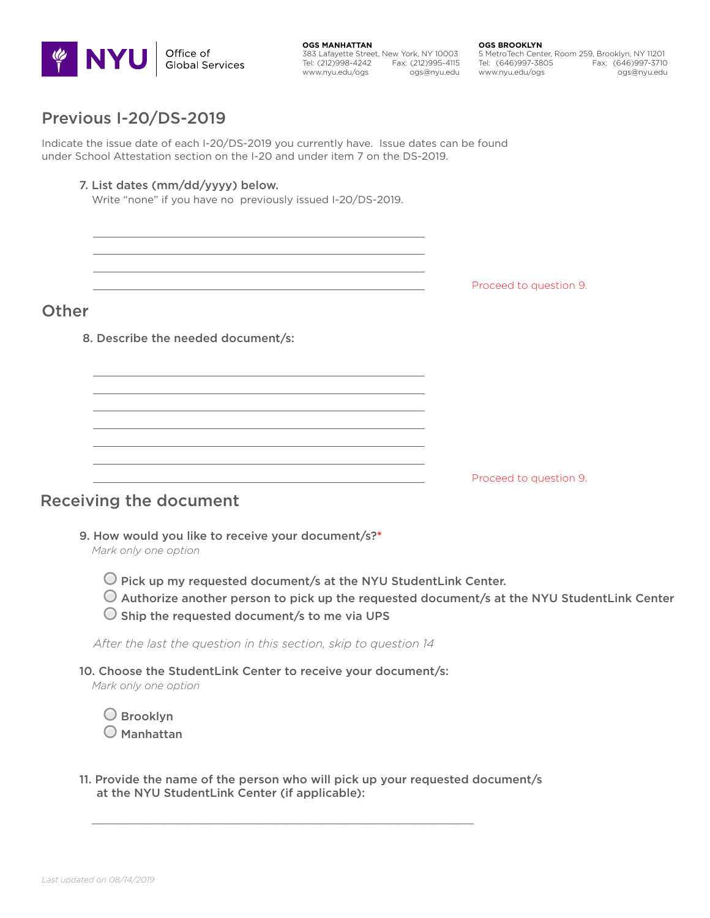# Previous I-20/DS-2019

Indicate the issue date of each I-20/DS-2019 you currently have. Issue dates can be found under School Attestation section on the I-20 and under item 7 on the DS-2019.

**7. List dates (mm/dd/yyyy) below.**
Write "none" if you have no previously issued I-20/DS-2019.

______________________________________________
______________________________________________
______________________________________________
______________________________________________

Proceed to question 9.

# Other

**8. Describe the needed document/s:**

______________________________________________
______________________________________________
______________________________________________
______________________________________________
______________________________________________
______________________________________________
______________________________________________

Proceed to question 9.

# Receiving the document

**9. How would you like to receive your document/s?***
*Mark only one option*

- ◯ Pick up my requested document/s at the NYU StudentLink Center.
- ◯ Authorize another person to pick up the requested document/s at the NYU StudentLink Center
- ◯ Ship the requested document/s to me via UPS

*After the last the question in this section, skip to question 14*

**10. Choose the StudentLink Center to receive your document/s:**
*Mark only one option*

- ◯ Brooklyn
- ◯ Manhattan

**11. Provide the name of the person who will pick up your requested document/s at the NYU StudentLink Center (if applicable):**

______________________________________________

*Last updated on 08/14/2019*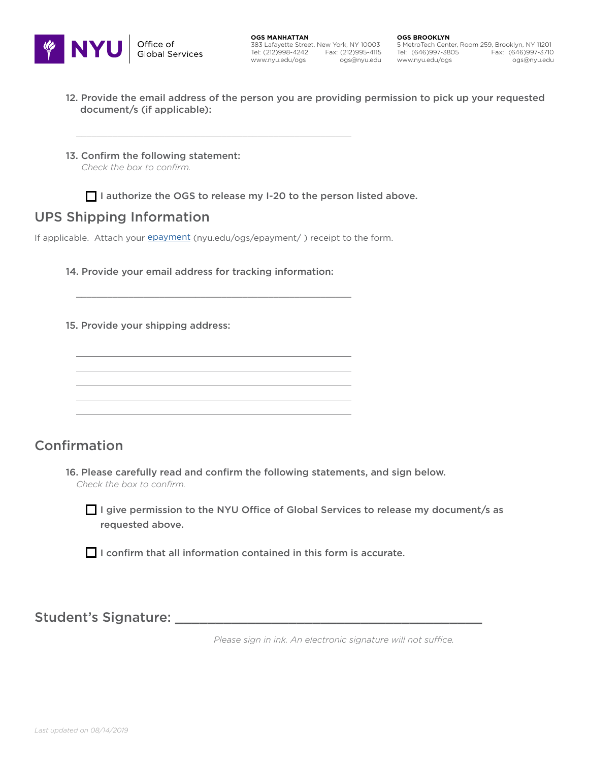12. Provide the email address of the person you are providing permission to pick up your requested document/s (if applicable):

_______________________________________________

13. Confirm the following statement:
*Check the box to confirm.*

- [ ] I authorize the OGS to release my I-20 to the person listed above.

## UPS Shipping Information

If applicable. Attach your [epayment](nyu.edu/ogs/epayment/) (nyu.edu/ogs/epayment/ ) receipt to the form.

14. Provide your email address for tracking information:

_______________________________________________

15. Provide your shipping address:

_______________________________________________
_______________________________________________
_______________________________________________
_______________________________________________
_______________________________________________

## Confirmation

16. Please carefully read and confirm the following statements, and sign below.
*Check the box to confirm.*

- [ ] I give permission to the NYU Office of Global Services to release my document/s as requested above.
- [ ] I confirm that all information contained in this form is accurate.

## Student's Signature: _______________________________________

*Please sign in ink. An electronic signature will not suffice.*

*Last updated on 08/14/2019*